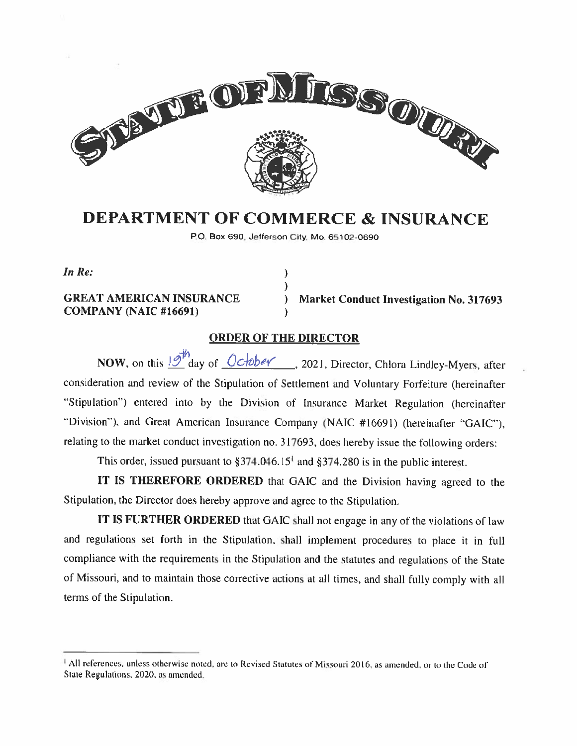STATE OF MISSOURI

# DEPARTMENT OF COMMERCE & INSURANCE

P.O. Box 690, Jefferson City, Mo. 65102-0690

| *In Re:* | ) | |
|---|---|---|
| | ) | |
| **GREAT AMERICAN INSURANCE COMPANY (NAIC #16691)** | ) | **Market Conduct Investigation No. 317693** |
| | ) | |

## ORDER OF THE DIRECTOR

**NOW**, on this 19th day of October, 2021, Director, Chlora Lindley-Myers, after consideration and review of the Stipulation of Settlement and Voluntary Forfeiture (hereinafter "Stipulation") entered into by the Division of Insurance Market Regulation (hereinafter "Division"), and Great American Insurance Company (NAIC #16691) (hereinafter "GAIC"), relating to the market conduct investigation no. 317693, does hereby issue the following orders:

This order, issued pursuant to §374.046.15[1] and §374.280 is in the public interest.

**IT IS THEREFORE ORDERED** that GAIC and the Division having agreed to the Stipulation, the Director does hereby approve and agree to the Stipulation.

**IT IS FURTHER ORDERED** that GAIC shall not engage in any of the violations of law and regulations set forth in the Stipulation, shall implement procedures to place it in full compliance with the requirements in the Stipulation and the statutes and regulations of the State of Missouri, and to maintain those corrective actions at all times, and shall fully comply with all terms of the Stipulation.

---

[1] All references, unless otherwise noted, are to Revised Statutes of Missouri 2016, as amended, or to the Code of State Regulations, 2020, as amended.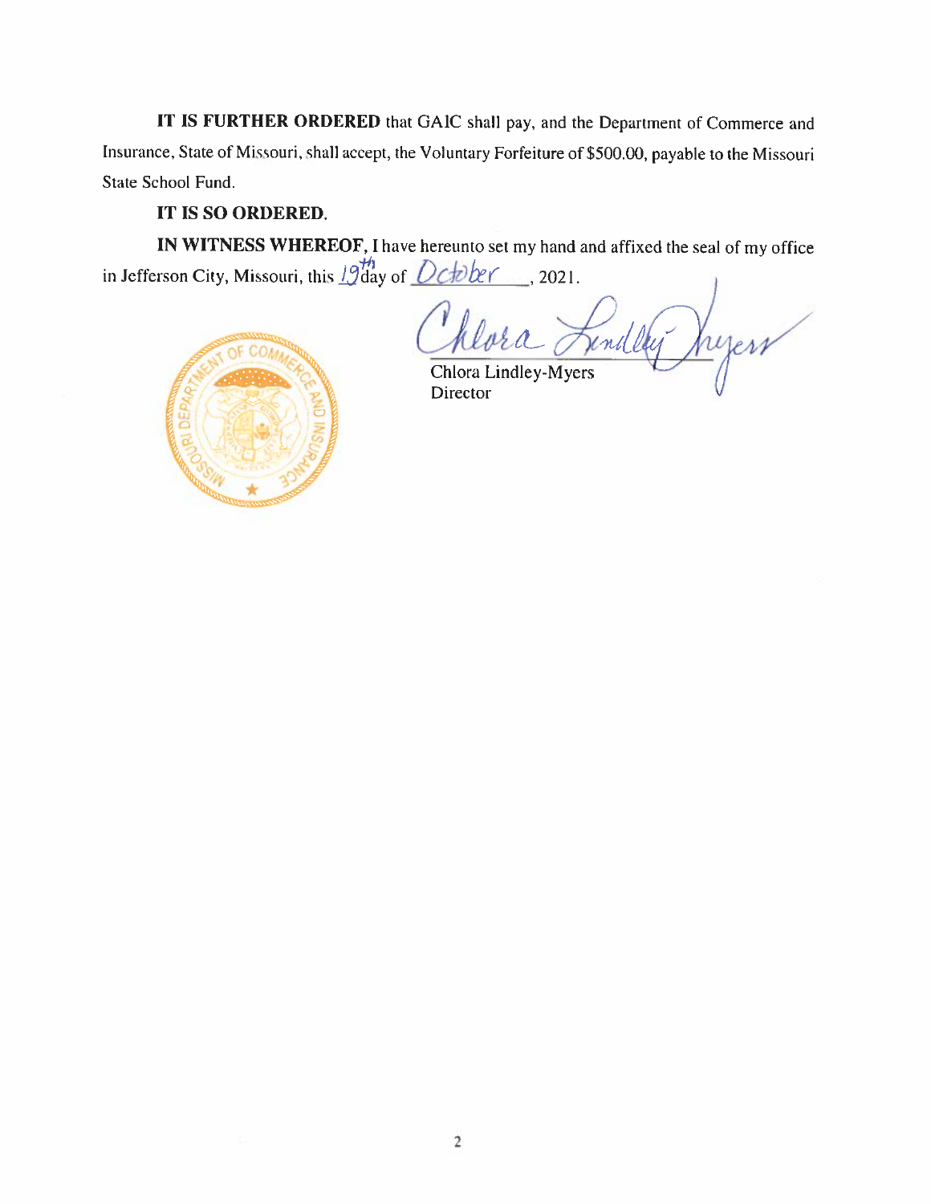**IT IS FURTHER ORDERED** that GAIC shall pay, and the Department of Commerce and Insurance, State of Missouri, shall accept, the Voluntary Forfeiture of $500.00, payable to the Missouri State School Fund.

**IT IS SO ORDERED.**

**IN WITNESS WHEREOF,** I have hereunto set my hand and affixed the seal of my office in Jefferson City, Missouri, this 19th day of October, 2021.

Chlora Lindley-Myers
Director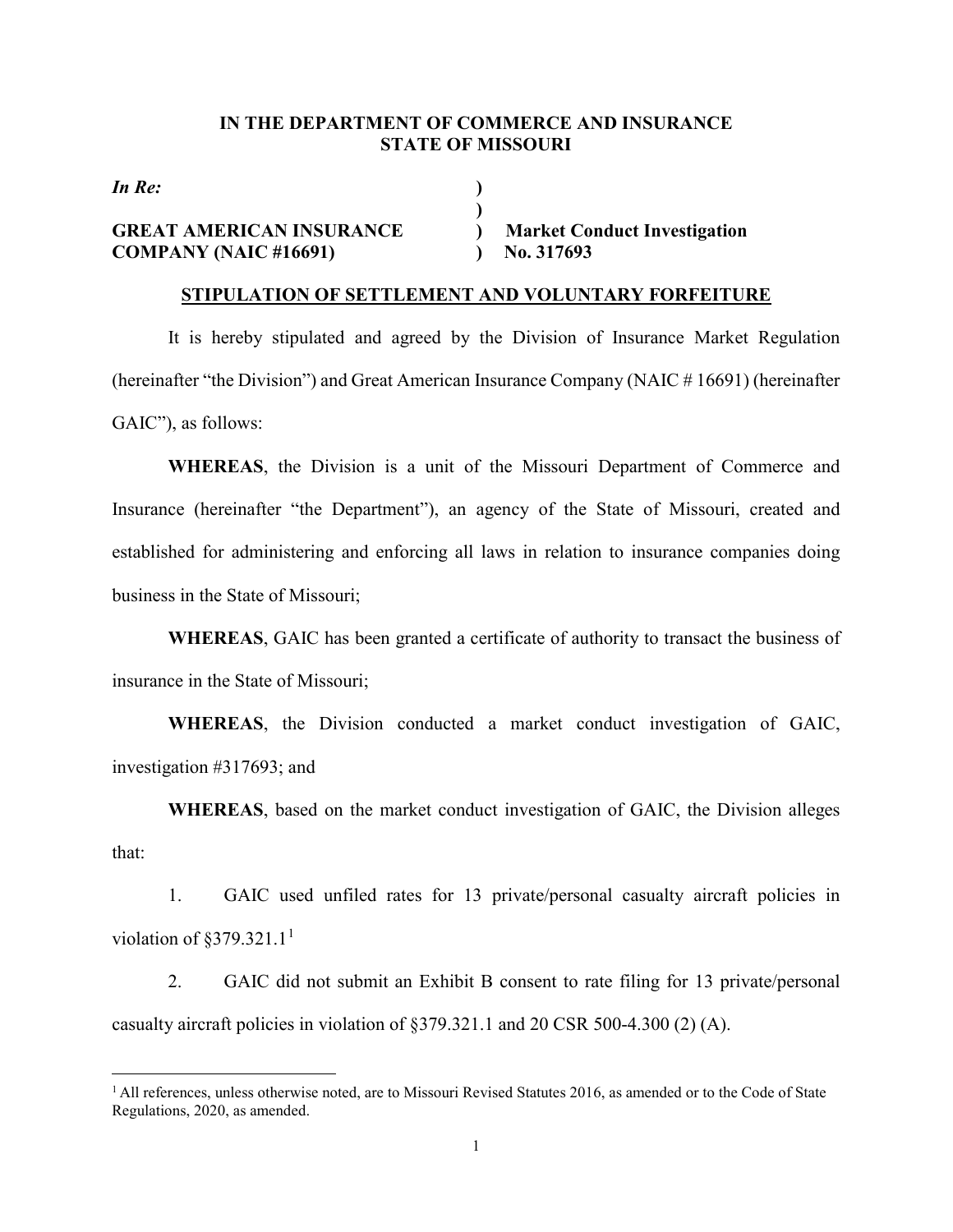**IN THE DEPARTMENT OF COMMERCE AND INSURANCE**
**STATE OF MISSOURI**

| | | |
|---|---|---|
| ***In Re:*** | **)** | |
| | **)** | |
| **GREAT AMERICAN INSURANCE** | **)** | **Market Conduct Investigation** |
| **COMPANY (NAIC #16691)** | **)** | **No. 317693** |

**STIPULATION OF SETTLEMENT AND VOLUNTARY FORFEITURE**

It is hereby stipulated and agreed by the Division of Insurance Market Regulation (hereinafter "the Division") and Great American Insurance Company (NAIC # 16691) (hereinafter GAIC"), as follows:

**WHEREAS**, the Division is a unit of the Missouri Department of Commerce and Insurance (hereinafter "the Department"), an agency of the State of Missouri, created and established for administering and enforcing all laws in relation to insurance companies doing business in the State of Missouri;

**WHEREAS**, GAIC has been granted a certificate of authority to transact the business of insurance in the State of Missouri;

**WHEREAS**, the Division conducted a market conduct investigation of GAIC, investigation #317693; and

**WHEREAS**, based on the market conduct investigation of GAIC, the Division alleges that:

1. GAIC used unfiled rates for 13 private/personal casualty aircraft policies in violation of §379.321.1[1]

2. GAIC did not submit an Exhibit B consent to rate filing for 13 private/personal casualty aircraft policies in violation of §379.321.1 and 20 CSR 500-4.300 (2) (A).

---

[1] All references, unless otherwise noted, are to Missouri Revised Statutes 2016, as amended or to the Code of State Regulations, 2020, as amended.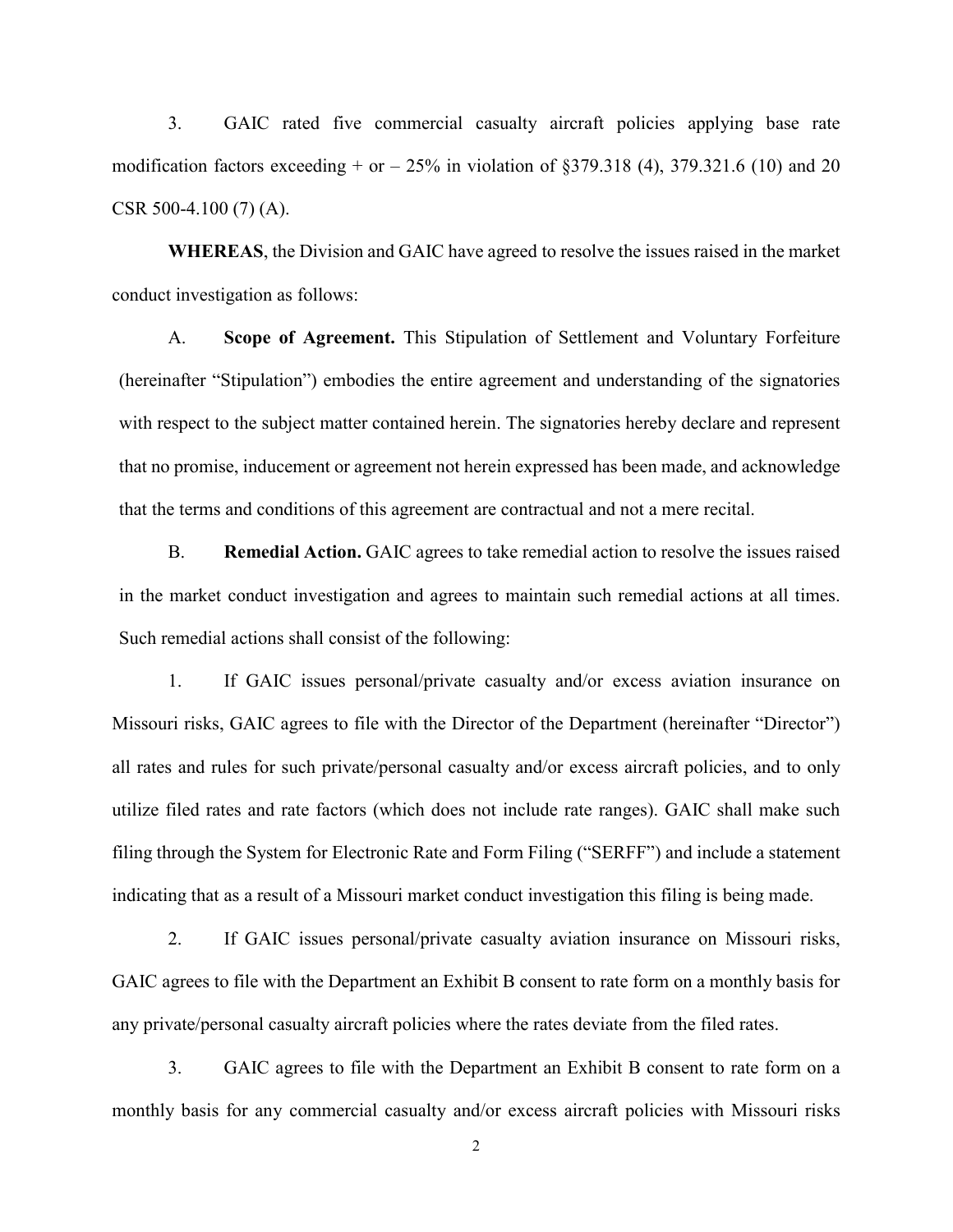3. GAIC rated five commercial casualty aircraft policies applying base rate modification factors exceeding + or – 25% in violation of §379.318 (4), 379.321.6 (10) and 20 CSR 500-4.100 (7) (A).

**WHEREAS**, the Division and GAIC have agreed to resolve the issues raised in the market conduct investigation as follows:

A. **Scope of Agreement.** This Stipulation of Settlement and Voluntary Forfeiture (hereinafter "Stipulation") embodies the entire agreement and understanding of the signatories with respect to the subject matter contained herein. The signatories hereby declare and represent that no promise, inducement or agreement not herein expressed has been made, and acknowledge that the terms and conditions of this agreement are contractual and not a mere recital.

B. **Remedial Action.** GAIC agrees to take remedial action to resolve the issues raised in the market conduct investigation and agrees to maintain such remedial actions at all times. Such remedial actions shall consist of the following:

1. If GAIC issues personal/private casualty and/or excess aviation insurance on Missouri risks, GAIC agrees to file with the Director of the Department (hereinafter "Director") all rates and rules for such private/personal casualty and/or excess aircraft policies, and to only utilize filed rates and rate factors (which does not include rate ranges). GAIC shall make such filing through the System for Electronic Rate and Form Filing ("SERFF") and include a statement indicating that as a result of a Missouri market conduct investigation this filing is being made.

2. If GAIC issues personal/private casualty aviation insurance on Missouri risks, GAIC agrees to file with the Department an Exhibit B consent to rate form on a monthly basis for any private/personal casualty aircraft policies where the rates deviate from the filed rates.

3. GAIC agrees to file with the Department an Exhibit B consent to rate form on a monthly basis for any commercial casualty and/or excess aircraft policies with Missouri risks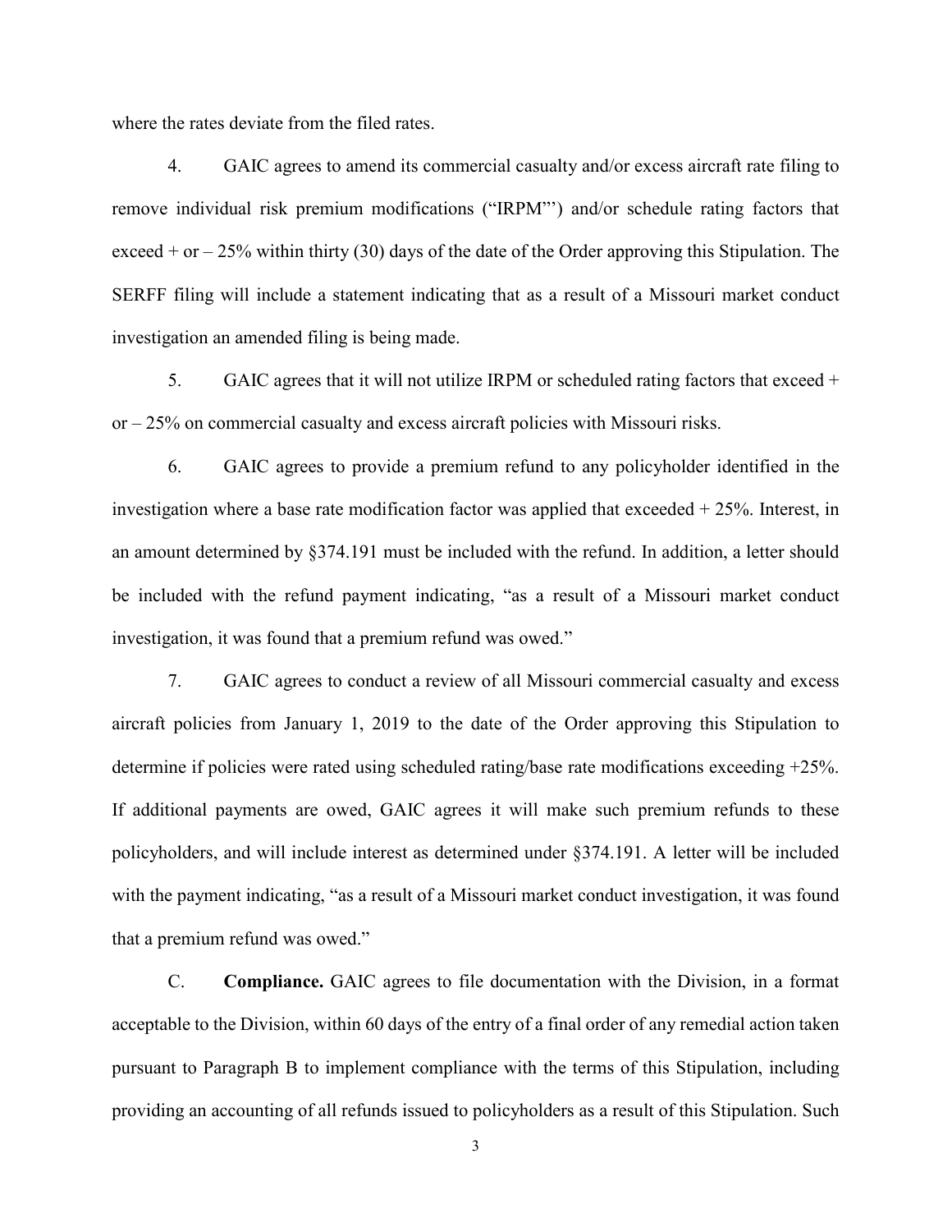where the rates deviate from the filed rates.

4. GAIC agrees to amend its commercial casualty and/or excess aircraft rate filing to remove individual risk premium modifications ("IRPM"') and/or schedule rating factors that exceed + or – 25% within thirty (30) days of the date of the Order approving this Stipulation. The SERFF filing will include a statement indicating that as a result of a Missouri market conduct investigation an amended filing is being made.

5. GAIC agrees that it will not utilize IRPM or scheduled rating factors that exceed + or – 25% on commercial casualty and excess aircraft policies with Missouri risks.

6. GAIC agrees to provide a premium refund to any policyholder identified in the investigation where a base rate modification factor was applied that exceeded + 25%. Interest, in an amount determined by §374.191 must be included with the refund. In addition, a letter should be included with the refund payment indicating, "as a result of a Missouri market conduct investigation, it was found that a premium refund was owed."

7. GAIC agrees to conduct a review of all Missouri commercial casualty and excess aircraft policies from January 1, 2019 to the date of the Order approving this Stipulation to determine if policies were rated using scheduled rating/base rate modifications exceeding +25%. If additional payments are owed, GAIC agrees it will make such premium refunds to these policyholders, and will include interest as determined under §374.191. A letter will be included with the payment indicating, "as a result of a Missouri market conduct investigation, it was found that a premium refund was owed."

C. **Compliance.** GAIC agrees to file documentation with the Division, in a format acceptable to the Division, within 60 days of the entry of a final order of any remedial action taken pursuant to Paragraph B to implement compliance with the terms of this Stipulation, including providing an accounting of all refunds issued to policyholders as a result of this Stipulation. Such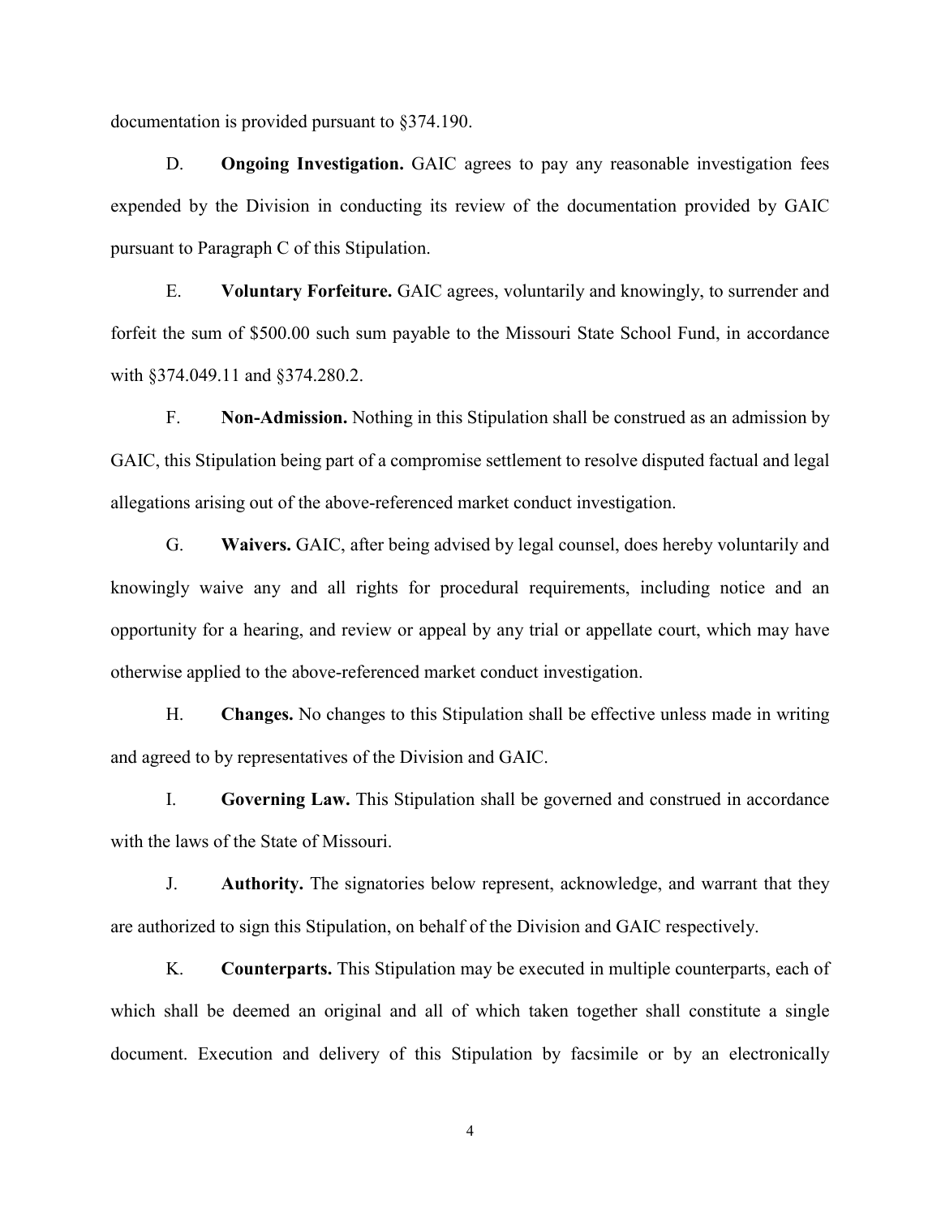documentation is provided pursuant to §374.190.

D. **Ongoing Investigation.** GAIC agrees to pay any reasonable investigation fees expended by the Division in conducting its review of the documentation provided by GAIC pursuant to Paragraph C of this Stipulation.

E. **Voluntary Forfeiture.** GAIC agrees, voluntarily and knowingly, to surrender and forfeit the sum of $500.00 such sum payable to the Missouri State School Fund, in accordance with §374.049.11 and §374.280.2.

F. **Non-Admission.** Nothing in this Stipulation shall be construed as an admission by GAIC, this Stipulation being part of a compromise settlement to resolve disputed factual and legal allegations arising out of the above-referenced market conduct investigation.

G. **Waivers.** GAIC, after being advised by legal counsel, does hereby voluntarily and knowingly waive any and all rights for procedural requirements, including notice and an opportunity for a hearing, and review or appeal by any trial or appellate court, which may have otherwise applied to the above-referenced market conduct investigation.

H. **Changes.** No changes to this Stipulation shall be effective unless made in writing and agreed to by representatives of the Division and GAIC.

I. **Governing Law.** This Stipulation shall be governed and construed in accordance with the laws of the State of Missouri.

J. **Authority.** The signatories below represent, acknowledge, and warrant that they are authorized to sign this Stipulation, on behalf of the Division and GAIC respectively.

K. **Counterparts.** This Stipulation may be executed in multiple counterparts, each of which shall be deemed an original and all of which taken together shall constitute a single document. Execution and delivery of this Stipulation by facsimile or by an electronically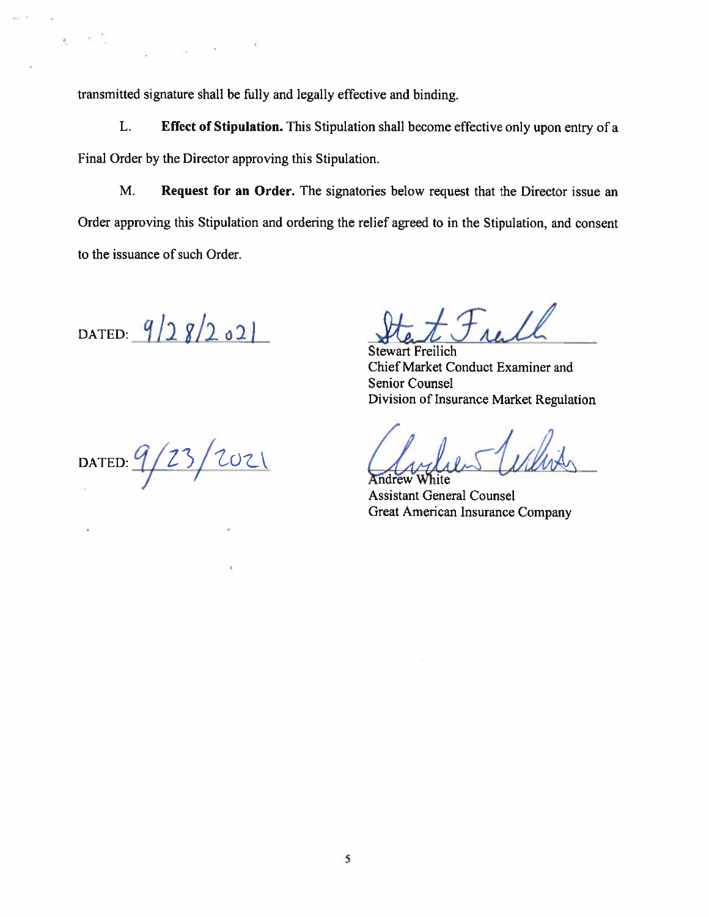transmitted signature shall be fully and legally effective and binding.

L. **Effect of Stipulation.** This Stipulation shall become effective only upon entry of a Final Order by the Director approving this Stipulation.

M. **Request for an Order.** The signatories below request that the Director issue an Order approving this Stipulation and ordering the relief agreed to in the Stipulation, and consent to the issuance of such Order.

DATED: 9/28/2021

Stewart Freilich
Chief Market Conduct Examiner and
Senior Counsel
Division of Insurance Market Regulation

DATED: 9/23/2021

Andrew White
Assistant General Counsel
Great American Insurance Company